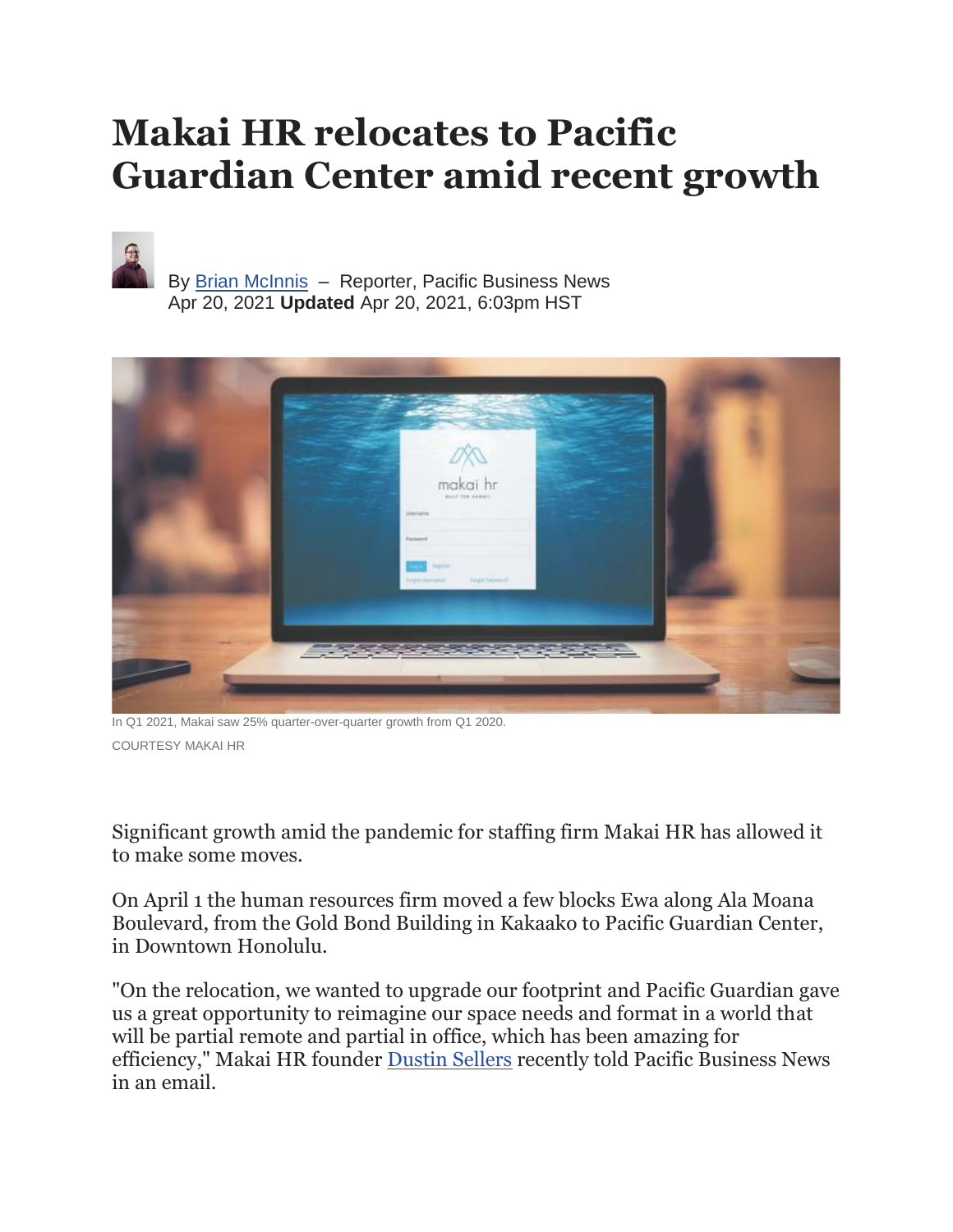# Makai HR relocates to Pacific Guardian Center amid recent growth

By Brian McInnis – Reporter, Pacific Business News
Apr 20, 2021 **Updated** Apr 20, 2021, 6:03pm HST

In Q1 2021, Makai saw 25% quarter-over-quarter growth from Q1 2020.

COURTESY MAKAI HR

Significant growth amid the pandemic for staffing firm Makai HR has allowed it to make some moves.

On April 1 the human resources firm moved a few blocks Ewa along Ala Moana Boulevard, from the Gold Bond Building in Kakaako to Pacific Guardian Center, in Downtown Honolulu.

"On the relocation, we wanted to upgrade our footprint and Pacific Guardian gave us a great opportunity to reimagine our space needs and format in a world that will be partial remote and partial in office, which has been amazing for efficiency," Makai HR founder Dustin Sellers recently told Pacific Business News in an email.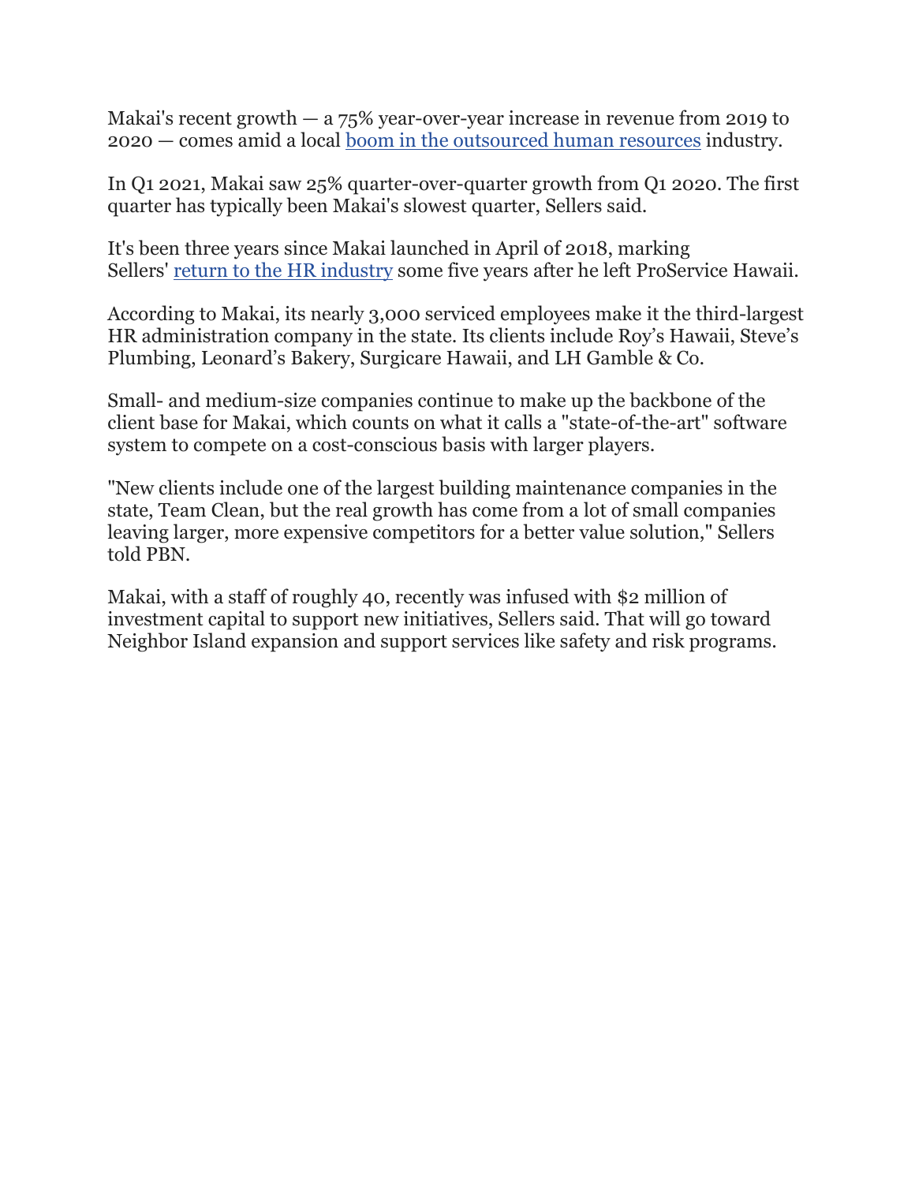Makai's recent growth — a 75% year-over-year increase in revenue from 2019 to 2020 — comes amid a local [boom in the outsourced human resources]() industry.

In Q1 2021, Makai saw 25% quarter-over-quarter growth from Q1 2020. The first quarter has typically been Makai's slowest quarter, Sellers said.

It's been three years since Makai launched in April of 2018, marking Sellers' [return to the HR industry]() some five years after he left ProService Hawaii.

According to Makai, its nearly 3,000 serviced employees make it the third-largest HR administration company in the state. Its clients include Roy's Hawaii, Steve's Plumbing, Leonard's Bakery, Surgicare Hawaii, and LH Gamble & Co.

Small- and medium-size companies continue to make up the backbone of the client base for Makai, which counts on what it calls a "state-of-the-art" software system to compete on a cost-conscious basis with larger players.

"New clients include one of the largest building maintenance companies in the state, Team Clean, but the real growth has come from a lot of small companies leaving larger, more expensive competitors for a better value solution," Sellers told PBN.

Makai, with a staff of roughly 40, recently was infused with $2 million of investment capital to support new initiatives, Sellers said. That will go toward Neighbor Island expansion and support services like safety and risk programs.